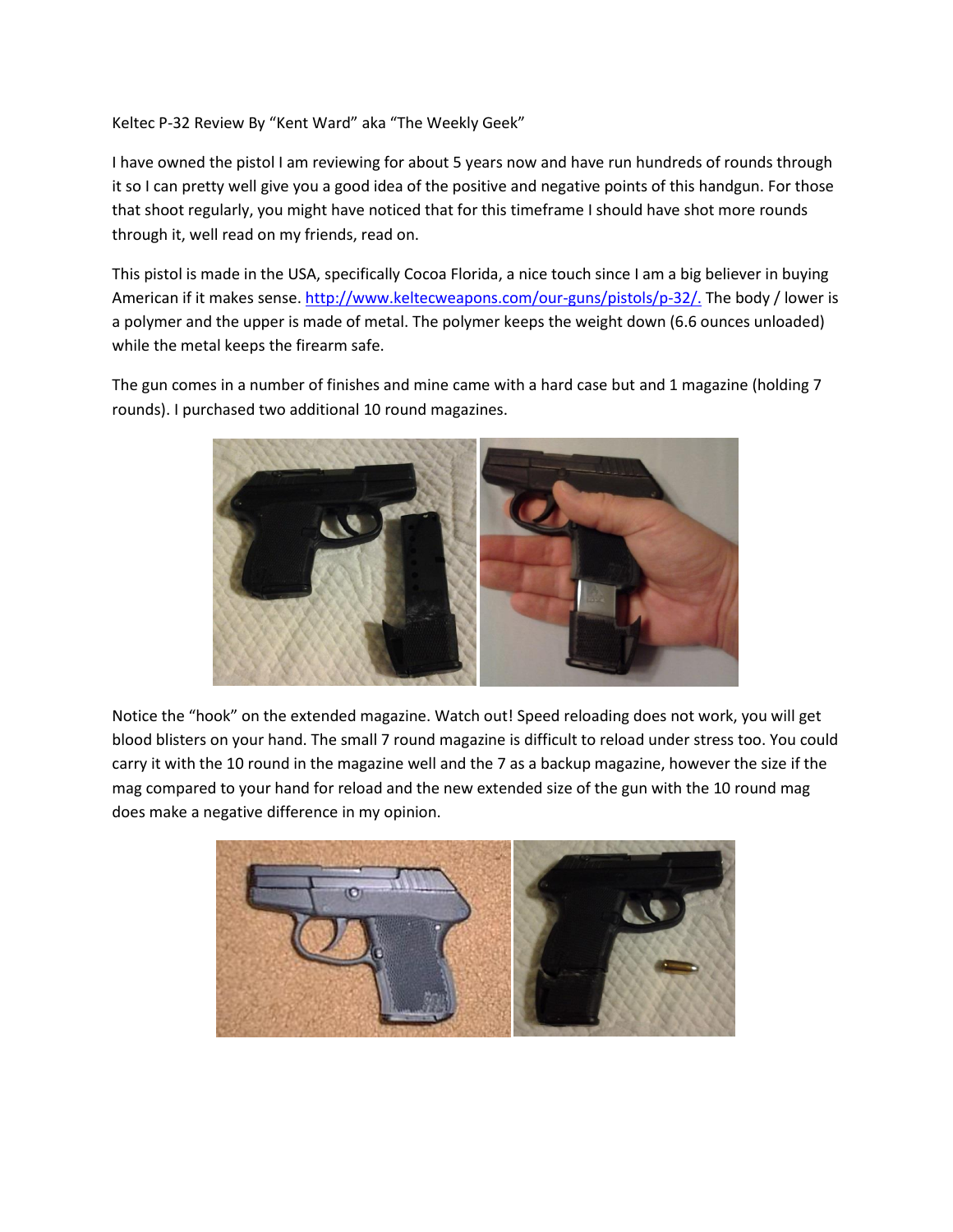Keltec P-32 Review By "Kent Ward" aka "The Weekly Geek"

I have owned the pistol I am reviewing for about 5 years now and have run hundreds of rounds through it so I can pretty well give you a good idea of the positive and negative points of this handgun. For those that shoot regularly, you might have noticed that for this timeframe I should have shot more rounds through it, well read on my friends, read on.

This pistol is made in the USA, specifically Cocoa Florida, a nice touch since I am a big believer in buying American if it makes sense. [http://www.keltecweapons.com/our-guns/pistols/p-32/.](http://www.keltecweapons.com/our-guns/pistols/p-32/) The body / lower is a polymer and the upper is made of metal. The polymer keeps the weight down (6.6 ounces unloaded) while the metal keeps the firearm safe.

The gun comes in a number of finishes and mine came with a hard case but and 1 magazine (holding 7 rounds). I purchased two additional 10 round magazines.

Notice the "hook" on the extended magazine. Watch out! Speed reloading does not work, you will get blood blisters on your hand. The small 7 round magazine is difficult to reload under stress too. You could carry it with the 10 round in the magazine well and the 7 as a backup magazine, however the size if the mag compared to your hand for reload and the new extended size of the gun with the 10 round mag does make a negative difference in my opinion.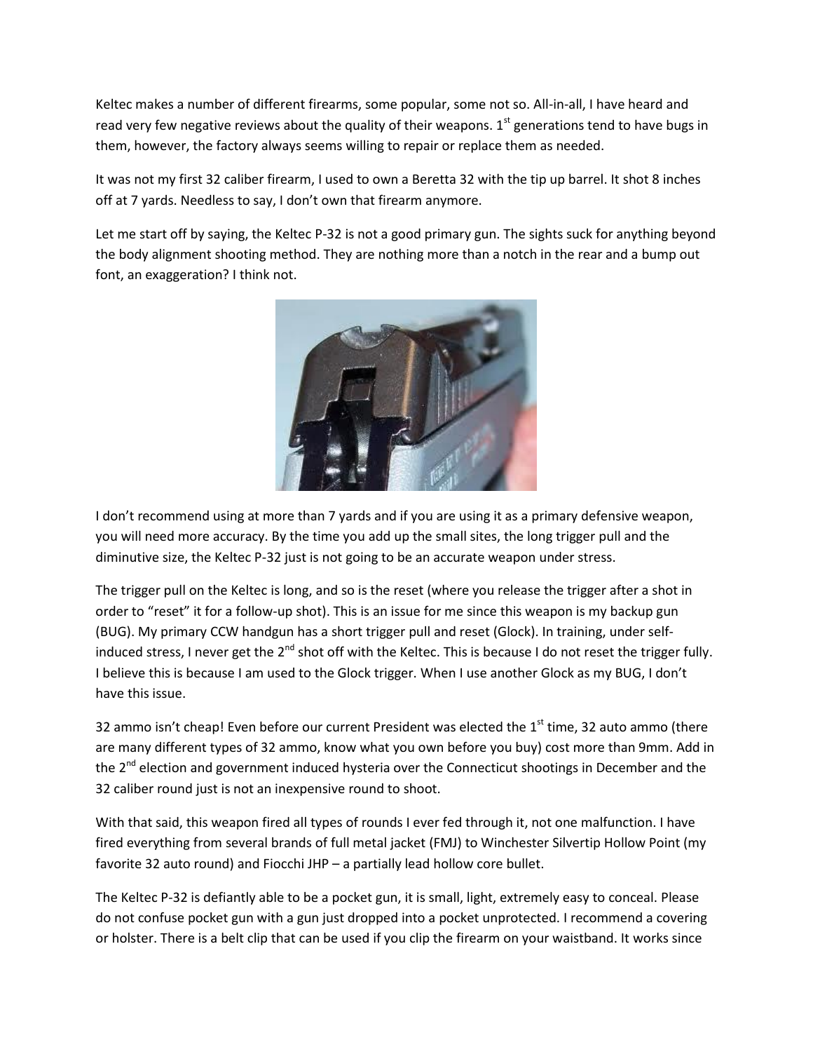Keltec makes a number of different firearms, some popular, some not so. All-in-all, I have heard and read very few negative reviews about the quality of their weapons. 1st generations tend to have bugs in them, however, the factory always seems willing to repair or replace them as needed.

It was not my first 32 caliber firearm, I used to own a Beretta 32 with the tip up barrel. It shot 8 inches off at 7 yards. Needless to say, I don't own that firearm anymore.

Let me start off by saying, the Keltec P-32 is not a good primary gun. The sights suck for anything beyond the body alignment shooting method. They are nothing more than a notch in the rear and a bump out font, an exaggeration? I think not.

I don't recommend using at more than 7 yards and if you are using it as a primary defensive weapon, you will need more accuracy. By the time you add up the small sites, the long trigger pull and the diminutive size, the Keltec P-32 just is not going to be an accurate weapon under stress.

The trigger pull on the Keltec is long, and so is the reset (where you release the trigger after a shot in order to "reset" it for a follow-up shot). This is an issue for me since this weapon is my backup gun (BUG). My primary CCW handgun has a short trigger pull and reset (Glock). In training, under self-induced stress, I never get the 2nd shot off with the Keltec. This is because I do not reset the trigger fully. I believe this is because I am used to the Glock trigger. When I use another Glock as my BUG, I don't have this issue.

32 ammo isn't cheap! Even before our current President was elected the 1st time, 32 auto ammo (there are many different types of 32 ammo, know what you own before you buy) cost more than 9mm. Add in the 2nd election and government induced hysteria over the Connecticut shootings in December and the 32 caliber round just is not an inexpensive round to shoot.

With that said, this weapon fired all types of rounds I ever fed through it, not one malfunction. I have fired everything from several brands of full metal jacket (FMJ) to Winchester Silvertip Hollow Point (my favorite 32 auto round) and Fiocchi JHP – a partially lead hollow core bullet.

The Keltec P-32 is defiantly able to be a pocket gun, it is small, light, extremely easy to conceal. Please do not confuse pocket gun with a gun just dropped into a pocket unprotected. I recommend a covering or holster. There is a belt clip that can be used if you clip the firearm on your waistband. It works since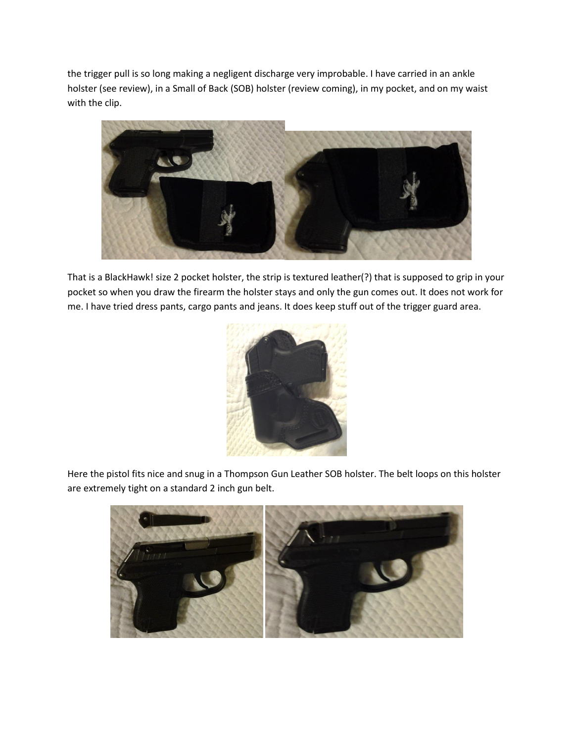the trigger pull is so long making a negligent discharge very improbable. I have carried in an ankle holster (see review), in a Small of Back (SOB) holster (review coming), in my pocket, and on my waist with the clip.

That is a BlackHawk! size 2 pocket holster, the strip is textured leather(?) that is supposed to grip in your pocket so when you draw the firearm the holster stays and only the gun comes out. It does not work for me. I have tried dress pants, cargo pants and jeans. It does keep stuff out of the trigger guard area.

Here the pistol fits nice and snug in a Thompson Gun Leather SOB holster. The belt loops on this holster are extremely tight on a standard 2 inch gun belt.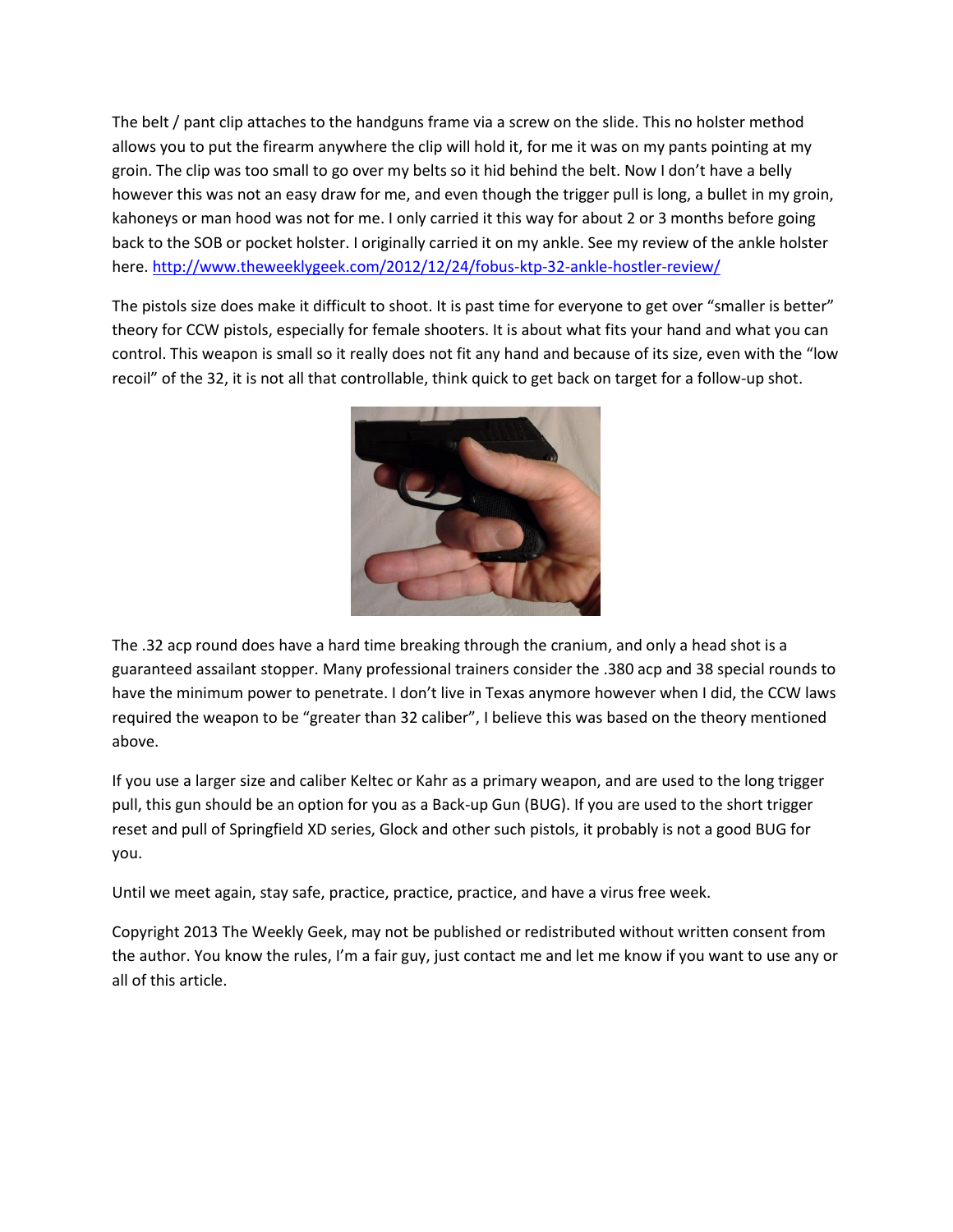The belt / pant clip attaches to the handguns frame via a screw on the slide. This no holster method allows you to put the firearm anywhere the clip will hold it, for me it was on my pants pointing at my groin. The clip was too small to go over my belts so it hid behind the belt. Now I don't have a belly however this was not an easy draw for me, and even though the trigger pull is long, a bullet in my groin, kahoneys or man hood was not for me. I only carried it this way for about 2 or 3 months before going back to the SOB or pocket holster. I originally carried it on my ankle. See my review of the ankle holster here. http://www.theweeklygeek.com/2012/12/24/fobus-ktp-32-ankle-hostler-review/

The pistols size does make it difficult to shoot. It is past time for everyone to get over "smaller is better" theory for CCW pistols, especially for female shooters. It is about what fits your hand and what you can control. This weapon is small so it really does not fit any hand and because of its size, even with the "low recoil" of the 32, it is not all that controllable, think quick to get back on target for a follow-up shot.

The .32 acp round does have a hard time breaking through the cranium, and only a head shot is a guaranteed assailant stopper. Many professional trainers consider the .380 acp and 38 special rounds to have the minimum power to penetrate. I don't live in Texas anymore however when I did, the CCW laws required the weapon to be "greater than 32 caliber", I believe this was based on the theory mentioned above.

If you use a larger size and caliber Keltec or Kahr as a primary weapon, and are used to the long trigger pull, this gun should be an option for you as a Back-up Gun (BUG). If you are used to the short trigger reset and pull of Springfield XD series, Glock and other such pistols, it probably is not a good BUG for you.

Until we meet again, stay safe, practice, practice, practice, and have a virus free week.

Copyright 2013 The Weekly Geek, may not be published or redistributed without written consent from the author. You know the rules, I'm a fair guy, just contact me and let me know if you want to use any or all of this article.